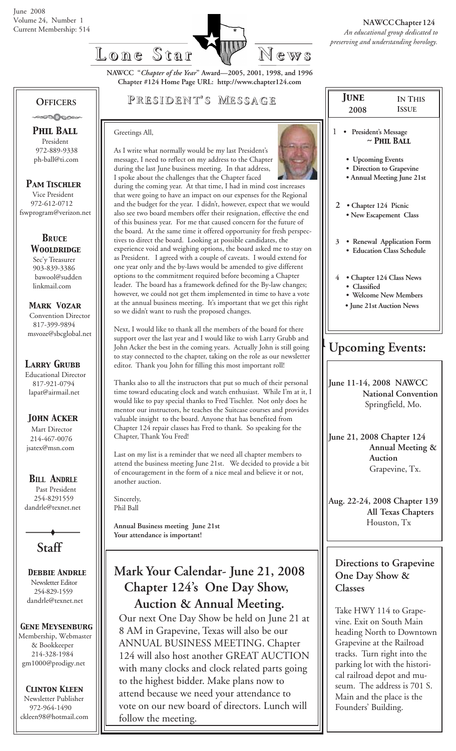June 2008
Volume 24, Number 1
Current Membership: 514

# Lone Star News

**NAWCC Chapter 124**
*An educational group dedicated to preserving and understanding horology.*

**NAWCC "*Chapter of the Year*" Award—2005, 2001, 1998, and 1996**
**Chapter #124 Home Page URL: http://www.chapter124.com**

## Officers

**Phil Ball**
President
972-889-9338
ph-ball@ti.com

**Pam Tischler**
Vice President
972-612-0712
fswprogram@verizon.net

**Bruce Wooldridge**
Sec'y Treasurer
903-839-3386
bawool@suddenlinkmail.com

**Mark Vozar**
Convention Director
817-399-9894
msvoze@sbcglobal.net

**Larry Grubb**
Educational Director
817-921-0794
lapat@airmail.net

**John Acker**
Mart Director
214-467-0076
jsatex@msn.com

**Bill Andrle**
Past President
254-8291559
dandrle@texnet.net

## Staff

**Debbie Andrle**
Newsletter Editor
254-829-1559
dandrle@texnet.net

**Gene Meysenburg**
Membership, Webmaster & Bookkeeper
214-328-1984
gm1000@prodigy.net

**Clinton Kleen**
Newsletter Publisher
972-964-1490
ckleen98@hotmail.com

## President's Message

Greetings All,

As I write what normally would be my last President's message, I need to reflect on my address to the Chapter during the last June business meeting. In that address, I spoke about the challenges that the Chapter faced during the coming year. At that time, I had in mind cost increases that were going to have an impact on our expenses for the Regional and the budget for the year. I didn't, however, expect that we would also see two board members offer their resignation, effective the end of this business year. For me that caused concern for the future of the board. At the same time it offered opportunity for fresh perspectives to direct the board. Looking at possible candidates, the experience void and weighing options, the board asked me to stay on as President. I agreed with a couple of caveats. I would extend for one year only and the by-laws would be amended to give different options to the commitment required before becoming a Chapter leader. The board has a framework defined for the By-law changes; however, we could not get them implemented in time to have a vote at the annual business meeting. It's important that we get this right so we didn't want to rush the proposed changes.

Next, I would like to thank all the members of the board for there support over the last year and I would like to wish Larry Grubb and John Acker the best in the coming years. Actually John is still going to stay connected to the chapter, taking on the role as our newsletter editor. Thank you John for filling this most important roll!

Thanks also to all the instructors that put so much of their personal time toward educating clock and watch enthusiast. While I'm at it, I would like to pay special thanks to Fred Tischler. Not only does he mentor our instructors, he teaches the Suitcase courses and provides valuable insight to the board. Anyone that has benefited from Chapter 124 repair classes has Fred to thank. So speaking for the Chapter, Thank You Fred!

Last on my list is a reminder that we need all chapter members to attend the business meeting June 21st. We decided to provide a bit of encouragement in the form of a nice meal and believe it or not, another auction.

Sincerely,
Phil Ball

**Annual Business meeting June 21st**
**Your attendance is important!**

## Mark Your Calendar- June 21, 2008 Chapter 124's One Day Show, Auction & Annual Meeting.

Our next One Day Show be held on June 21 at 8 AM in Grapevine, Texas will also be our ANNUAL BUSINESS MEETING. Chapter 124 will also host another GREAT AUCTION with many clocks and clock related parts going to the highest bidder. Make plans now to attend because we need your attendance to vote on our new board of directors. Lunch will follow the meeting.

## June 2008 — In This Issue

1. • **President's Message ~ Phil Ball**
   • **Upcoming Events**
   • **Direction to Grapevine**
   • **Annual Meeting June 21st**
2. • **Chapter 124 Picnic**
   • **New Escapement Class**
3. • **Renewal Application Form**
   • **Education Class Schedule**
4. • **Chapter 124 Class News**
   • **Classified**
   • **Welcome New Members**
   • **June 21st Auction News**

## Upcoming Events:

**June 11-14, 2008 NAWCC National Convention**
Springfield, Mo.

**June 21, 2008 Chapter 124 Annual Meeting & Auction**
Grapevine, Tx.

**Aug. 22-24, 2008 Chapter 139 All Texas Chapters**
Houston, Tx

## Directions to Grapevine One Day Show & Classes

Take HWY 114 to Grapevine. Exit on South Main heading North to Downtown Grapevine at the Railroad tracks. Turn right into the parking lot with the historical railroad depot and museum. The address is 701 S. Main and the place is the Founders' Building.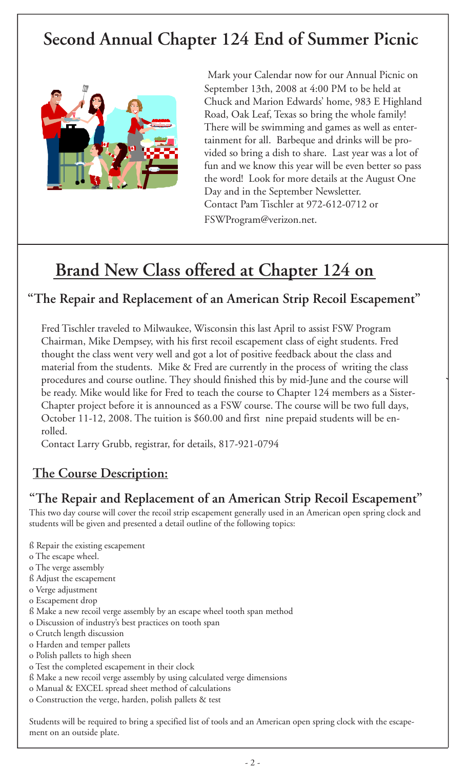# Second Annual Chapter 124 End of Summer Picnic

Mark your Calendar now for our Annual Picnic on September 13th, 2008 at 4:00 PM to be held at Chuck and Marion Edwards' home, 983 E Highland Road, Oak Leaf, Texas so bring the whole family! There will be swimming and games as well as entertainment for all. Barbeque and drinks will be provided so bring a dish to share. Last year was a lot of fun and we know this year will be even better so pass the word! Look for more details at the August One Day and in the September Newsletter. Contact Pam Tischler at 972-612-0712 or FSWProgram@verizon.net.

# Brand New Class offered at Chapter 124 on

## "The Repair and Replacement of an American Strip Recoil Escapement"

Fred Tischler traveled to Milwaukee, Wisconsin this last April to assist FSW Program Chairman, Mike Dempsey, with his first recoil escapement class of eight students. Fred thought the class went very well and got a lot of positive feedback about the class and material from the students. Mike & Fred are currently in the process of writing the class procedures and course outline. They should finished this by mid-June and the course will be ready. Mike would like for Fred to teach the course to Chapter 124 members as a Sister-Chapter project before it is announced as a FSW course. The course will be two full days, October 11-12, 2008. The tuition is $60.00 and first nine prepaid students will be enrolled.

Contact Larry Grubb, registrar, for details, 817-921-0794

## The Course Description:

### "The Repair and Replacement of an American Strip Recoil Escapement"

This two day course will cover the recoil strip escapement generally used in an American open spring clock and students will be given and presented a detail outline of the following topics:

- Repair the existing escapement
  - The escape wheel.
  - The verge assembly
- Adjust the escapement
  - Verge adjustment
  - Escapement drop
- Make a new recoil verge assembly by an escape wheel tooth span method
  - Discussion of industry's best practices on tooth span
  - Crutch length discussion
  - Harden and temper pallets
  - Polish pallets to high sheen
  - Test the completed escapement in their clock
- Make a new recoil verge assembly by using calculated verge dimensions
  - Manual & EXCEL spread sheet method of calculations
  - Construction the verge, harden, polish pallets & test

Students will be required to bring a specified list of tools and an American open spring clock with the escapement on an outside plate.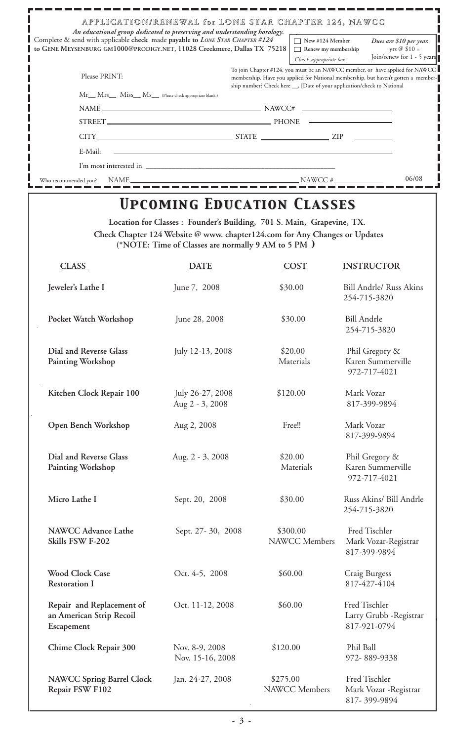## APPLICATION/RENEWAL for LONE STAR CHAPTER 124, NAWCC

*An educational group dedicated to preserving and understanding horology.*

Complete & send with applicable **check** made **payable to** ***LONE STAR CHAPTER #124*** **to GENE MEYSENBURG GM1000@PRODIGY.NET, 11028 Creekmere, Dallas TX 75218**

☐ New #124 Member
☐ Renew my membership
*Check appropriate box:*

*Dues are $10 per year.*
yrs @ $10 =
Join/renew for 1 - 5 years

Please PRINT:

To join Chapter #124, you must be an NAWCC member, or have applied for NAWCC membership. Have you applied for National membership, but haven't gotten a membership number? Check here __, [Date of your application/check to National

Mr__ Mrs__ Miss__ Ms__ (Please check appropriate blank.)

NAME ____________________ NAWCC# ____________

STREET ____________________ PHONE ____________

CITY ____________ STATE ____________ ZIP ________

E-Mail: ____________________

I'm most interested in ____________________

Who recommended you? NAME ____________________ NAWCC # ____________ 06/08

# *Upcoming Education Classes*

**Location for Classes : Founder's Building, 701 S. Main, Grapevine, TX.**
**Check Chapter 124 Website @ www. chapter124.com for Any Changes or Updates**
**(\*NOTE: Time of Classes are normally 9 AM to 5 PM )**

| CLASS | DATE | COST | INSTRUCTOR |
|---|---|---|---|
| **Jeweler's Lathe I** | June 7, 2008 | $30.00 | Bill Andrle/ Russ Akins 254-715-3820 |
| **Pocket Watch Workshop** | June 28, 2008 | $30.00 | Bill Andrle 254-715-3820 |
| **Dial and Reverse Glass Painting Workshop** | July 12-13, 2008 | $20.00 Materials | Phil Gregory & Karen Summerville 972-717-4021 |
| **Kitchen Clock Repair 100** | July 26-27, 2008 Aug 2 - 3, 2008 | $120.00 | Mark Vozar 817-399-9894 |
| **Open Bench Workshop** | Aug 2, 2008 | Free!! | Mark Vozar 817-399-9894 |
| **Dial and Reverse Glass Painting Workshop** | Aug. 2 - 3, 2008 | $20.00 Materials | Phil Gregory & Karen Summerville 972-717-4021 |
| **Micro Lathe I** | Sept. 20, 2008 | $30.00 | Russ Akins/ Bill Andrle 254-715-3820 |
| **NAWCC Advance Lathe Skills FSW F-202** | Sept. 27- 30, 2008 | $300.00 NAWCC Members | Fred Tischler Mark Vozar-Registrar 817-399-9894 |
| **Wood Clock Case Restoration I** | Oct. 4-5, 2008 | $60.00 | Craig Burgess 817-427-4104 |
| **Repair and Replacement of an American Strip Recoil Escapement** | Oct. 11-12, 2008 | $60.00 | Fred Tischler Larry Grubb -Registrar 817-921-0794 |
| **Chime Clock Repair 300** | Nov. 8-9, 2008 Nov. 15-16, 2008 | $120.00 | Phil Ball 972- 889-9338 |
| **NAWCC Spring Barrel Clock Repair FSW F102** | Jan. 24-27, 2008 | $275.00 NAWCC Members | Fred Tischler Mark Vozar -Registrar 817- 399-9894 |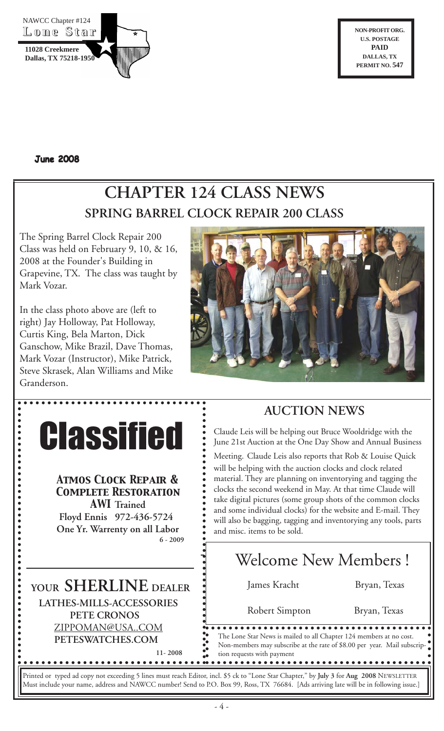NAWCC Chapter #124
Lone Star
11028 Creekmere
Dallas, TX 75218-1950

NON-PROFIT ORG.
U.S. POSTAGE
PAID
DALLAS, TX
PERMIT NO. 547

**June 2008**

# CHAPTER 124 CLASS NEWS

## SPRING BARREL CLOCK REPAIR 200 CLASS

The Spring Barrel Clock Repair 200 Class was held on February 9, 10, & 16, 2008 at the Founder's Building in Grapevine, TX. The class was taught by Mark Vozar.

In the class photo above are (left to right) Jay Holloway, Pat Holloway, Curtis King, Bela Marton, Dick Ganschow, Mike Brazil, Dave Thomas, Mark Vozar (Instructor), Mike Patrick, Steve Skrasek, Alan Williams and Mike Granderson.

# Classified

***Atmos Clock Repair & Complete Restoration***
**AWI Trained**
**Floyd Ennis 972-436-5724**
**One Yr. Warrenty on all Labor**
**6 - 2009**

**YOUR SHERLINE DEALER**
**LATHES-MILLS-ACCESSORIES**
**PETE CRONOS**
ZIPPOMAN@USA..COM
**PETESWATCHES.COM**
**11- 2008**

## AUCTION NEWS

Claude Leis will be helping out Bruce Wooldridge with the June 21st Auction at the One Day Show and Annual Business Meeting. Claude Leis also reports that Rob & Louise Quick will be helping with the auction clocks and clock related material. They are planning on inventorying and tagging the clocks the second weekend in May. At that time Claude will take digital pictures (some group shots of the common clocks and some individual clocks) for the website and E-mail. They will also be bagging, tagging and inventorying any tools, parts and misc. items to be sold.

## Welcome New Members !

| | |
|---|---|
| James Kracht | Bryan, Texas |
| Robert Simpton | Bryan, Texas |

The Lone Star News is mailed to all Chapter 124 members at no cost. Non-members may subscribe at the rate of $8.00 per year. Mail subscription requests with payment

Printed or typed ad copy not exceeding 5 lines must reach Editor, incl. $5 ck to "Lone Star Chapter," by **July 3** for **Aug 2008** NEWSLETTER Must include your name, address and NAWCC number! Send to P.O. Box 99, Ross, TX 76684. [Ads arriving late will be in following issue.]